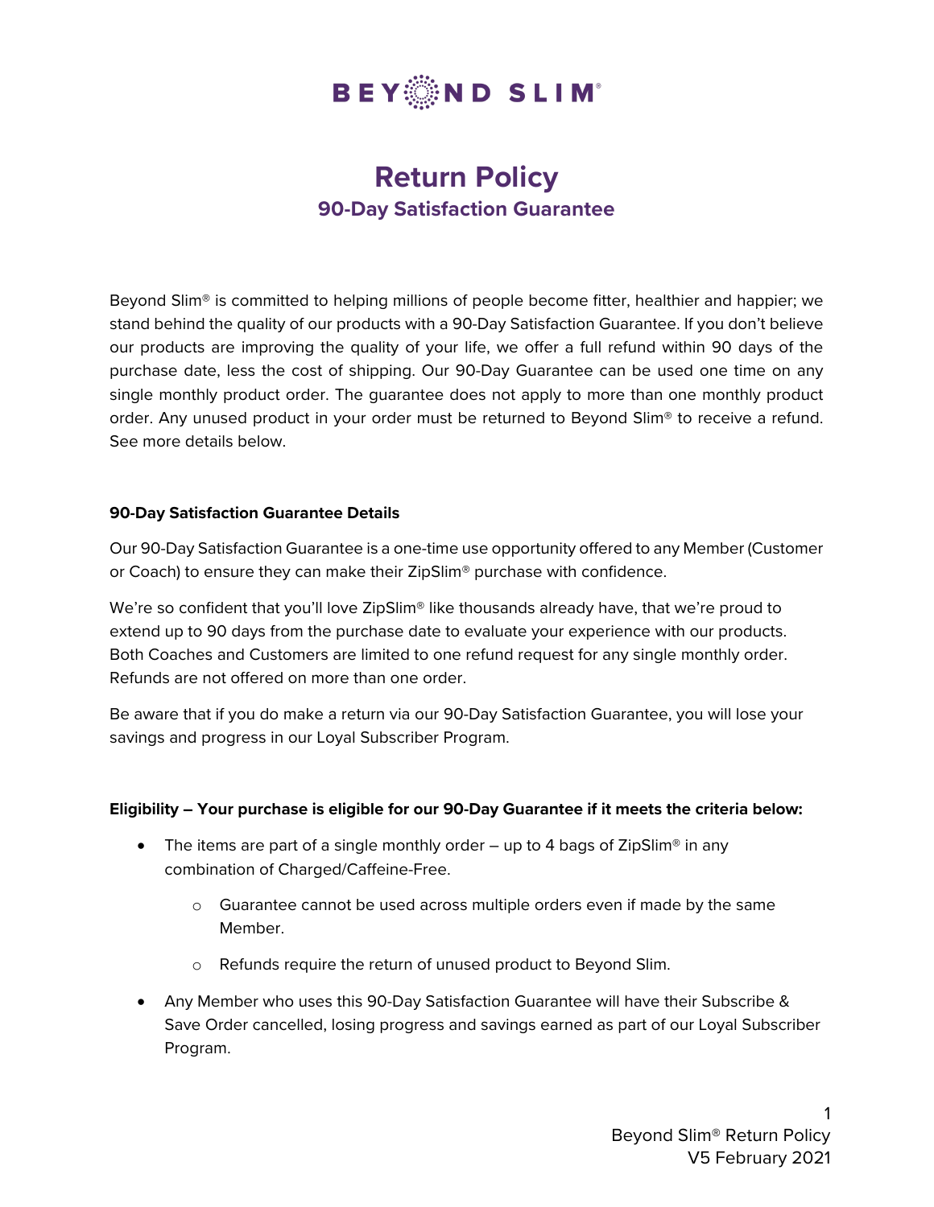BEYOND SLIM®

# Return Policy

## 90-Day Satisfaction Guarantee

Beyond Slim® is committed to helping millions of people become fitter, healthier and happier; we stand behind the quality of our products with a 90-Day Satisfaction Guarantee. If you don't believe our products are improving the quality of your life, we offer a full refund within 90 days of the purchase date, less the cost of shipping. Our 90-Day Guarantee can be used one time on any single monthly product order. The guarantee does not apply to more than one monthly product order. Any unused product in your order must be returned to Beyond Slim® to receive a refund. See more details below.

**90-Day Satisfaction Guarantee Details**

Our 90-Day Satisfaction Guarantee is a one-time use opportunity offered to any Member (Customer or Coach) to ensure they can make their ZipSlim® purchase with confidence.

We're so confident that you'll love ZipSlim® like thousands already have, that we're proud to extend up to 90 days from the purchase date to evaluate your experience with our products. Both Coaches and Customers are limited to one refund request for any single monthly order. Refunds are not offered on more than one order.

Be aware that if you do make a return via our 90-Day Satisfaction Guarantee, you will lose your savings and progress in our Loyal Subscriber Program.

**Eligibility – Your purchase is eligible for our 90-Day Guarantee if it meets the criteria below:**

- The items are part of a single monthly order – up to 4 bags of ZipSlim® in any combination of Charged/Caffeine-Free.
  - Guarantee cannot be used across multiple orders even if made by the same Member.
  - Refunds require the return of unused product to Beyond Slim.
- Any Member who uses this 90-Day Satisfaction Guarantee will have their Subscribe & Save Order cancelled, losing progress and savings earned as part of our Loyal Subscriber Program.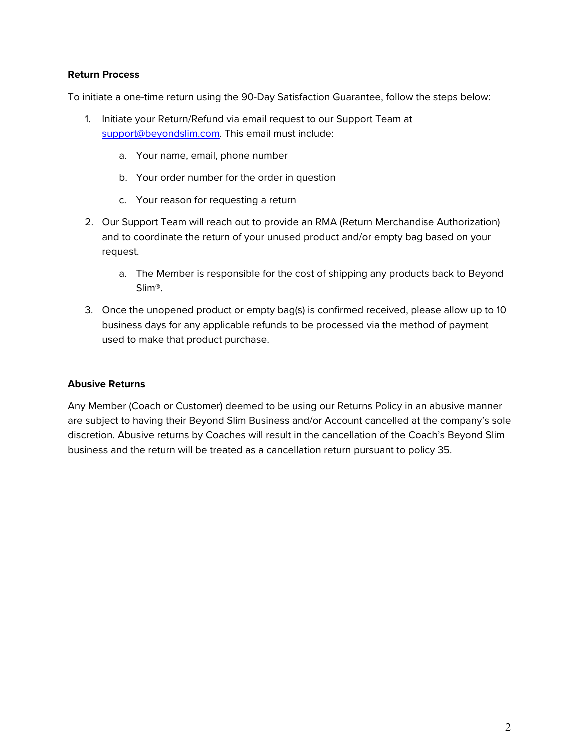**Return Process**

To initiate a one-time return using the 90-Day Satisfaction Guarantee, follow the steps below:

1. Initiate your Return/Refund via email request to our Support Team at support@beyondslim.com. This email must include:
   a. Your name, email, phone number
   b. Your order number for the order in question
   c. Your reason for requesting a return
2. Our Support Team will reach out to provide an RMA (Return Merchandise Authorization) and to coordinate the return of your unused product and/or empty bag based on your request.
   a. The Member is responsible for the cost of shipping any products back to Beyond Slim®.
3. Once the unopened product or empty bag(s) is confirmed received, please allow up to 10 business days for any applicable refunds to be processed via the method of payment used to make that product purchase.

**Abusive Returns**

Any Member (Coach or Customer) deemed to be using our Returns Policy in an abusive manner are subject to having their Beyond Slim Business and/or Account cancelled at the company's sole discretion. Abusive returns by Coaches will result in the cancellation of the Coach's Beyond Slim business and the return will be treated as a cancellation return pursuant to policy 35.